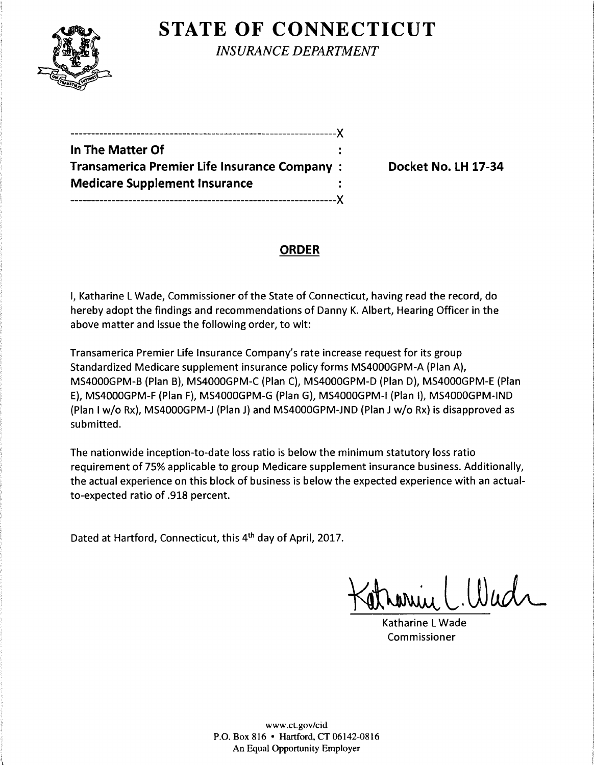# STATE OF CONNECTICUT

*INSURANCE DEPARTMENT*

---

**In The Matter Of**
**Transamerica Premier Life Insurance Company**
**Medicare Supplement Insurance**

---

**Docket No. LH 17-34**

## ORDER

I, Katharine L Wade, Commissioner of the State of Connecticut, having read the record, do hereby adopt the findings and recommendations of Danny K. Albert, Hearing Officer in the above matter and issue the following order, to wit:

Transamerica Premier Life Insurance Company's rate increase request for its group Standardized Medicare supplement insurance policy forms MS4000GPM-A (Plan A), MS4000GPM-B (Plan B), MS4000GPM-C (Plan C), MS4000GPM-D (Plan D), MS4000GPM-E (Plan E), MS4000GPM-F (Plan F), MS4000GPM-G (Plan G), MS4000GPM-I (Plan I), MS4000GPM-IND (Plan I w/o Rx), MS4000GPM-J (Plan J) and MS4000GPM-JND (Plan J w/o Rx) is disapproved as submitted.

The nationwide inception-to-date loss ratio is below the minimum statutory loss ratio requirement of 75% applicable to group Medicare supplement insurance business. Additionally, the actual experience on this block of business is below the expected experience with an actual-to-expected ratio of .918 percent.

Dated at Hartford, Connecticut, this 4th day of April, 2017.

Katharine L Wade
Commissioner

www.ct.gov/cid
P.O. Box 816 • Hartford, CT 06142-0816
An Equal Opportunity Employer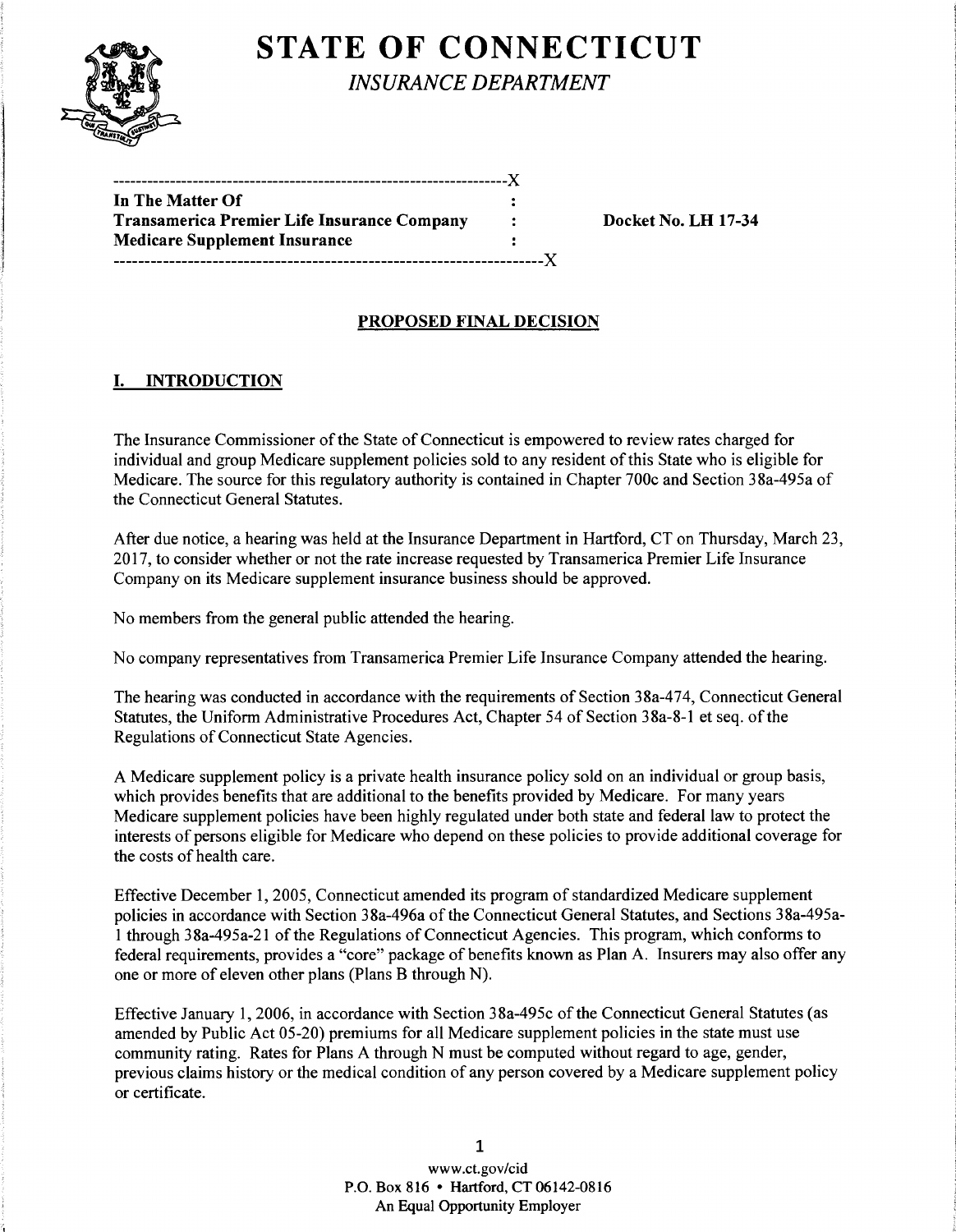# STATE OF CONNECTICUT

*INSURANCE DEPARTMENT*

```
---------------------------------------------------------------X
In The Matter Of                                              :
Transamerica Premier Life Insurance Company                   :        Docket No. LH 17-34
Medicare Supplement Insurance                                 :
----------------------------------------------------------------X
```

**PROPOSED FINAL DECISION**

## I. INTRODUCTION

The Insurance Commissioner of the State of Connecticut is empowered to review rates charged for individual and group Medicare supplement policies sold to any resident of this State who is eligible for Medicare. The source for this regulatory authority is contained in Chapter 700c and Section 38a-495a of the Connecticut General Statutes.

After due notice, a hearing was held at the Insurance Department in Hartford, CT on Thursday, March 23, 2017, to consider whether or not the rate increase requested by Transamerica Premier Life Insurance Company on its Medicare supplement insurance business should be approved.

No members from the general public attended the hearing.

No company representatives from Transamerica Premier Life Insurance Company attended the hearing.

The hearing was conducted in accordance with the requirements of Section 38a-474, Connecticut General Statutes, the Uniform Administrative Procedures Act, Chapter 54 of Section 38a-8-1 et seq. of the Regulations of Connecticut State Agencies.

A Medicare supplement policy is a private health insurance policy sold on an individual or group basis, which provides benefits that are additional to the benefits provided by Medicare. For many years Medicare supplement policies have been highly regulated under both state and federal law to protect the interests of persons eligible for Medicare who depend on these policies to provide additional coverage for the costs of health care.

Effective December 1, 2005, Connecticut amended its program of standardized Medicare supplement policies in accordance with Section 38a-496a of the Connecticut General Statutes, and Sections 38a-495a-1 through 38a-495a-21 of the Regulations of Connecticut Agencies. This program, which conforms to federal requirements, provides a "core" package of benefits known as Plan A. Insurers may also offer any one or more of eleven other plans (Plans B through N).

Effective January 1, 2006, in accordance with Section 38a-495c of the Connecticut General Statutes (as amended by Public Act 05-20) premiums for all Medicare supplement policies in the state must use community rating. Rates for Plans A through N must be computed without regard to age, gender, previous claims history or the medical condition of any person covered by a Medicare supplement policy or certificate.

www.ct.gov/cid
P.O. Box 816 • Hartford, CT 06142-0816
An Equal Opportunity Employer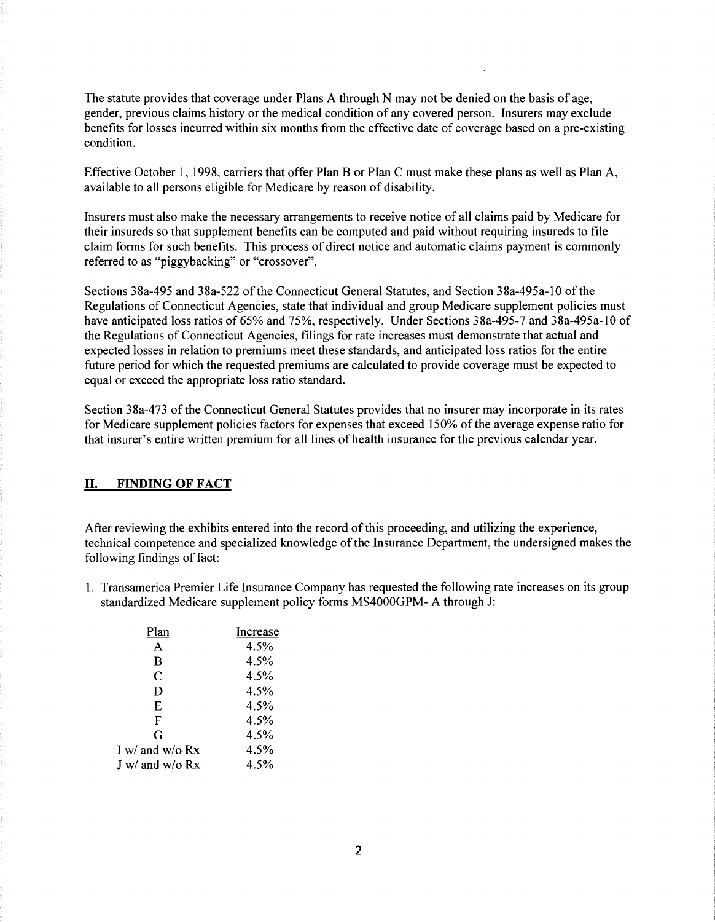The statute provides that coverage under Plans A through N may not be denied on the basis of age, gender, previous claims history or the medical condition of any covered person. Insurers may exclude benefits for losses incurred within six months from the effective date of coverage based on a pre-existing condition.

Effective October 1, 1998, carriers that offer Plan B or Plan C must make these plans as well as Plan A, available to all persons eligible for Medicare by reason of disability.

Insurers must also make the necessary arrangements to receive notice of all claims paid by Medicare for their insureds so that supplement benefits can be computed and paid without requiring insureds to file claim forms for such benefits. This process of direct notice and automatic claims payment is commonly referred to as "piggybacking" or "crossover".

Sections 38a-495 and 38a-522 of the Connecticut General Statutes, and Section 38a-495a-10 of the Regulations of Connecticut Agencies, state that individual and group Medicare supplement policies must have anticipated loss ratios of 65% and 75%, respectively. Under Sections 38a-495-7 and 38a-495a-10 of the Regulations of Connecticut Agencies, filings for rate increases must demonstrate that actual and expected losses in relation to premiums meet these standards, and anticipated loss ratios for the entire future period for which the requested premiums are calculated to provide coverage must be expected to equal or exceed the appropriate loss ratio standard.

Section 38a-473 of the Connecticut General Statutes provides that no insurer may incorporate in its rates for Medicare supplement policies factors for expenses that exceed 150% of the average expense ratio for that insurer's entire written premium for all lines of health insurance for the previous calendar year.

## II. FINDING OF FACT

After reviewing the exhibits entered into the record of this proceeding, and utilizing the experience, technical competence and specialized knowledge of the Insurance Department, the undersigned makes the following findings of fact:

1. Transamerica Premier Life Insurance Company has requested the following rate increases on its group standardized Medicare supplement policy forms MS4000GPM- A through J:

| Plan | Increase |
|---|---|
| A | 4.5% |
| B | 4.5% |
| C | 4.5% |
| D | 4.5% |
| E | 4.5% |
| F | 4.5% |
| G | 4.5% |
| I w/ and w/o Rx | 4.5% |
| J w/ and w/o Rx | 4.5% |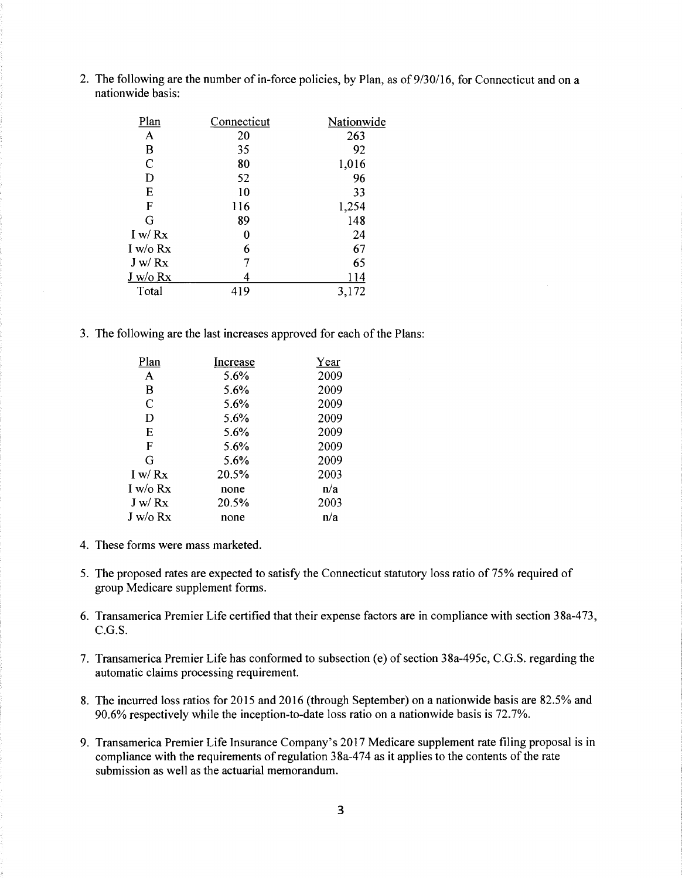2. The following are the number of in-force policies, by Plan, as of 9/30/16, for Connecticut and on a nationwide basis:

| Plan | Connecticut | Nationwide |
|---|---|---|
| A | 20 | 263 |
| B | 35 | 92 |
| C | 80 | 1,016 |
| D | 52 | 96 |
| E | 10 | 33 |
| F | 116 | 1,254 |
| G | 89 | 148 |
| I w/ Rx | 0 | 24 |
| I w/o Rx | 6 | 67 |
| J w/ Rx | 7 | 65 |
| J w/o Rx | 4 | 114 |
| Total | 419 | 3,172 |

3. The following are the last increases approved for each of the Plans:

| Plan | Increase | Year |
|---|---|---|
| A | 5.6% | 2009 |
| B | 5.6% | 2009 |
| C | 5.6% | 2009 |
| D | 5.6% | 2009 |
| E | 5.6% | 2009 |
| F | 5.6% | 2009 |
| G | 5.6% | 2009 |
| I w/ Rx | 20.5% | 2003 |
| I w/o Rx | none | n/a |
| J w/ Rx | 20.5% | 2003 |
| J w/o Rx | none | n/a |

4. These forms were mass marketed.

5. The proposed rates are expected to satisfy the Connecticut statutory loss ratio of 75% required of group Medicare supplement forms.

6. Transamerica Premier Life certified that their expense factors are in compliance with section 38a-473, C.G.S.

7. Transamerica Premier Life has conformed to subsection (e) of section 38a-495c, C.G.S. regarding the automatic claims processing requirement.

8. The incurred loss ratios for 2015 and 2016 (through September) on a nationwide basis are 82.5% and 90.6% respectively while the inception-to-date loss ratio on a nationwide basis is 72.7%.

9. Transamerica Premier Life Insurance Company's 2017 Medicare supplement rate filing proposal is in compliance with the requirements of regulation 38a-474 as it applies to the contents of the rate submission as well as the actuarial memorandum.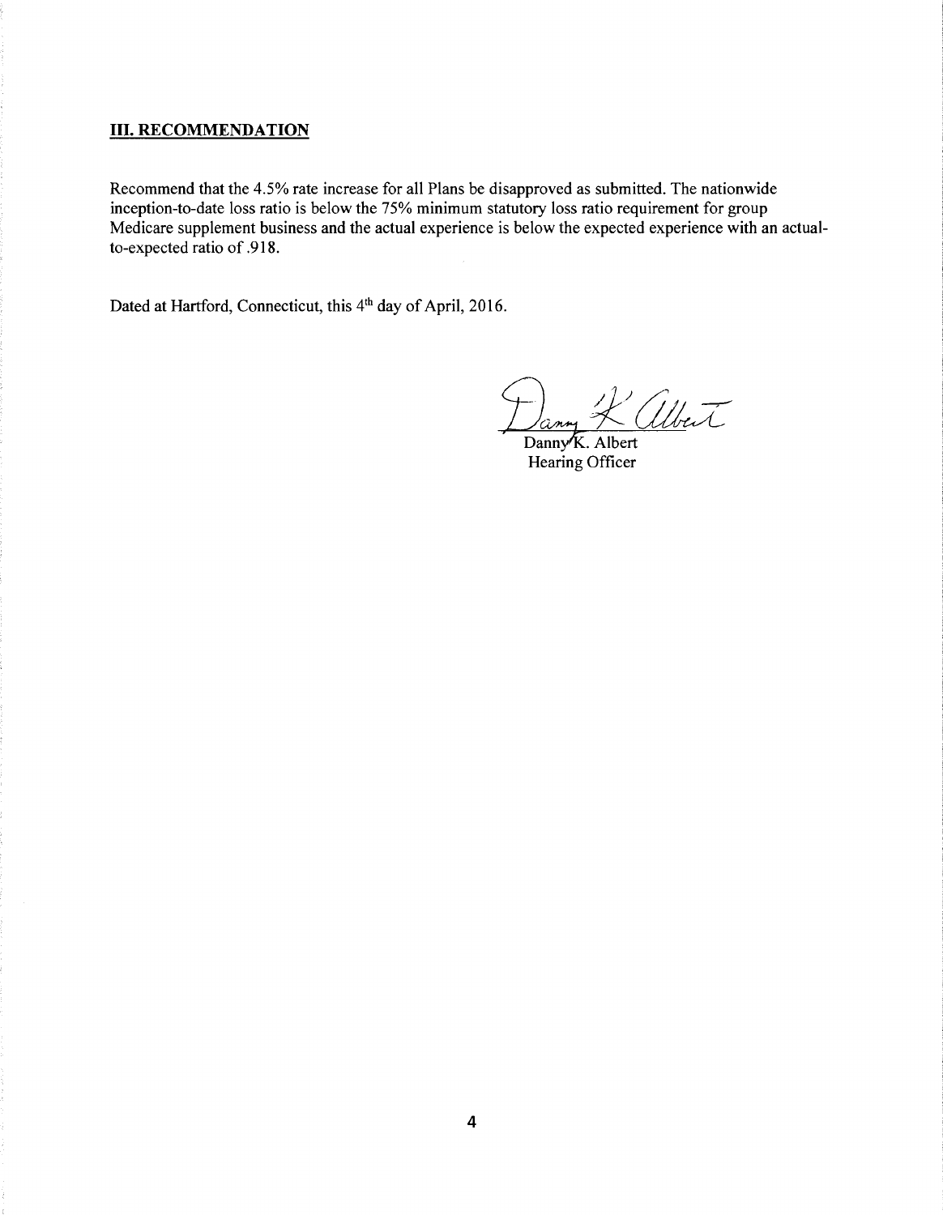## III. RECOMMENDATION

Recommend that the 4.5% rate increase for all Plans be disapproved as submitted. The nationwide inception-to-date loss ratio is below the 75% minimum statutory loss ratio requirement for group Medicare supplement business and the actual experience is below the expected experience with an actual-to-expected ratio of .918.

Dated at Hartford, Connecticut, this 4th day of April, 2016.

Danny K. Albert
Hearing Officer